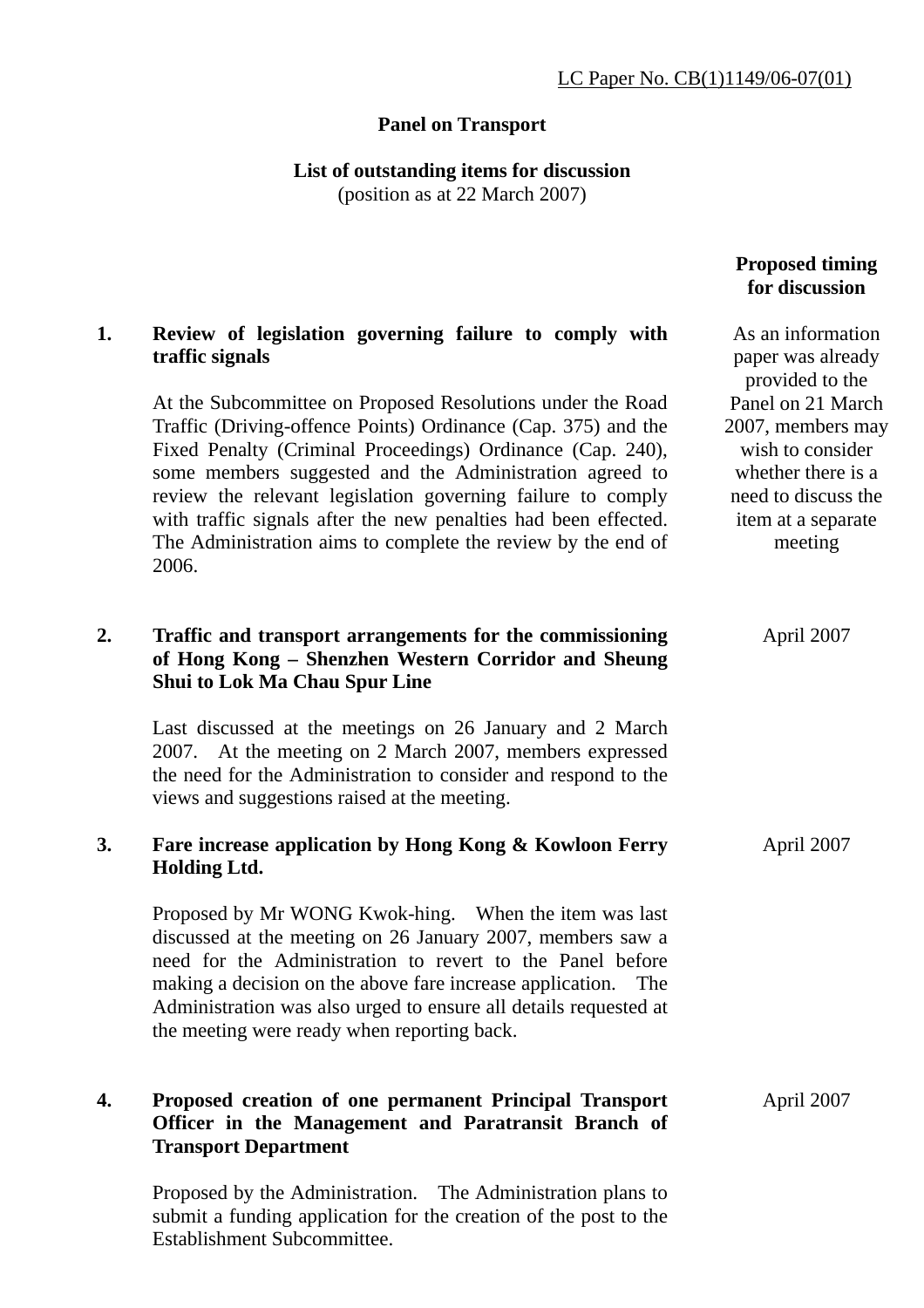LC Paper No. CB(1)1149/06-07(01)

**Panel on Transport**

**List of outstanding items for discussion**
(position as at 22 March 2007)

| | | Proposed timing for discussion |
|---|---|---|
| 1. | **Review of legislation governing failure to comply with traffic signals**<br><br>At the Subcommittee on Proposed Resolutions under the Road Traffic (Driving-offence Points) Ordinance (Cap. 375) and the Fixed Penalty (Criminal Proceedings) Ordinance (Cap. 240), some members suggested and the Administration agreed to review the relevant legislation governing failure to comply with traffic signals after the new penalties had been effected. The Administration aims to complete the review by the end of 2006. | As an information paper was already provided to the Panel on 21 March 2007, members may wish to consider whether there is a need to discuss the item at a separate meeting |
| 2. | **Traffic and transport arrangements for the commissioning of Hong Kong – Shenzhen Western Corridor and Sheung Shui to Lok Ma Chau Spur Line**<br><br>Last discussed at the meetings on 26 January and 2 March 2007. At the meeting on 2 March 2007, members expressed the need for the Administration to consider and respond to the views and suggestions raised at the meeting. | April 2007 |
| 3. | **Fare increase application by Hong Kong & Kowloon Ferry Holding Ltd.**<br><br>Proposed by Mr WONG Kwok-hing. When the item was last discussed at the meeting on 26 January 2007, members saw a need for the Administration to revert to the Panel before making a decision on the above fare increase application. The Administration was also urged to ensure all details requested at the meeting were ready when reporting back. | April 2007 |
| 4. | **Proposed creation of one permanent Principal Transport Officer in the Management and Paratransit Branch of Transport Department**<br><br>Proposed by the Administration. The Administration plans to submit a funding application for the creation of the post to the Establishment Subcommittee. | April 2007 |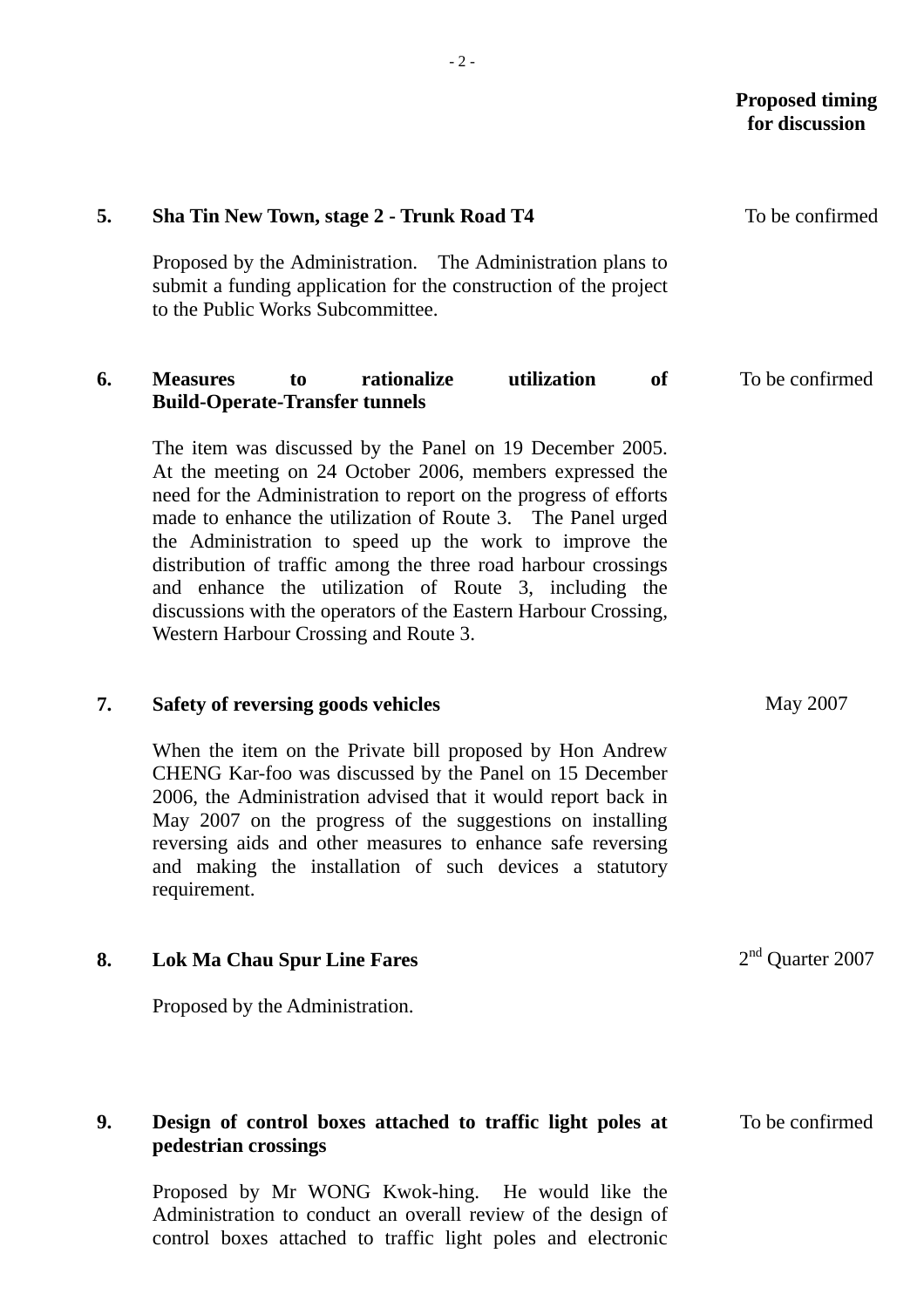**Proposed timing for discussion**

**5. Sha Tin New Town, stage 2 - Trunk Road T4** — To be confirmed

Proposed by the Administration. The Administration plans to submit a funding application for the construction of the project to the Public Works Subcommittee.

**6. Measures to rationalize utilization of Build-Operate-Transfer tunnels** — To be confirmed

The item was discussed by the Panel on 19 December 2005. At the meeting on 24 October 2006, members expressed the need for the Administration to report on the progress of efforts made to enhance the utilization of Route 3. The Panel urged the Administration to speed up the work to improve the distribution of traffic among the three road harbour crossings and enhance the utilization of Route 3, including the discussions with the operators of the Eastern Harbour Crossing, Western Harbour Crossing and Route 3.

**7. Safety of reversing goods vehicles** — May 2007

When the item on the Private bill proposed by Hon Andrew CHENG Kar-foo was discussed by the Panel on 15 December 2006, the Administration advised that it would report back in May 2007 on the progress of the suggestions on installing reversing aids and other measures to enhance safe reversing and making the installation of such devices a statutory requirement.

**8. Lok Ma Chau Spur Line Fares** — 2nd Quarter 2007

Proposed by the Administration.

**9. Design of control boxes attached to traffic light poles at pedestrian crossings** — To be confirmed

Proposed by Mr WONG Kwok-hing. He would like the Administration to conduct an overall review of the design of control boxes attached to traffic light poles and electronic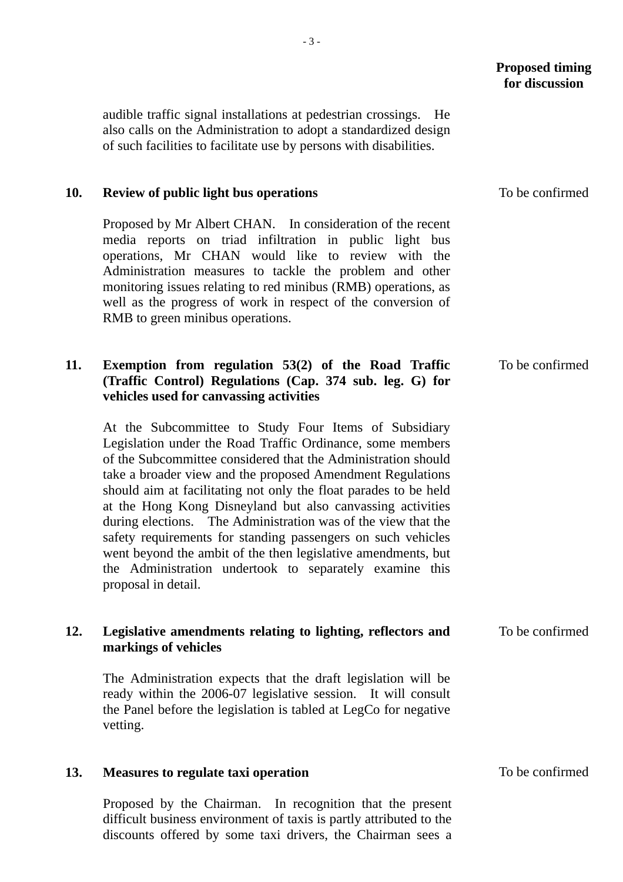**Proposed timing for discussion**

audible traffic signal installations at pedestrian crossings. He also calls on the Administration to adopt a standardized design of such facilities to facilitate use by persons with disabilities.

**10. Review of public light bus operations** — To be confirmed

Proposed by Mr Albert CHAN. In consideration of the recent media reports on triad infiltration in public light bus operations, Mr CHAN would like to review with the Administration measures to tackle the problem and other monitoring issues relating to red minibus (RMB) operations, as well as the progress of work in respect of the conversion of RMB to green minibus operations.

**11. Exemption from regulation 53(2) of the Road Traffic (Traffic Control) Regulations (Cap. 374 sub. leg. G) for vehicles used for canvassing activities** — To be confirmed

At the Subcommittee to Study Four Items of Subsidiary Legislation under the Road Traffic Ordinance, some members of the Subcommittee considered that the Administration should take a broader view and the proposed Amendment Regulations should aim at facilitating not only the float parades to be held at the Hong Kong Disneyland but also canvassing activities during elections. The Administration was of the view that the safety requirements for standing passengers on such vehicles went beyond the ambit of the then legislative amendments, but the Administration undertook to separately examine this proposal in detail.

**12. Legislative amendments relating to lighting, reflectors and markings of vehicles** — To be confirmed

The Administration expects that the draft legislation will be ready within the 2006-07 legislative session. It will consult the Panel before the legislation is tabled at LegCo for negative vetting.

**13. Measures to regulate taxi operation** — To be confirmed

Proposed by the Chairman. In recognition that the present difficult business environment of taxis is partly attributed to the discounts offered by some taxi drivers, the Chairman sees a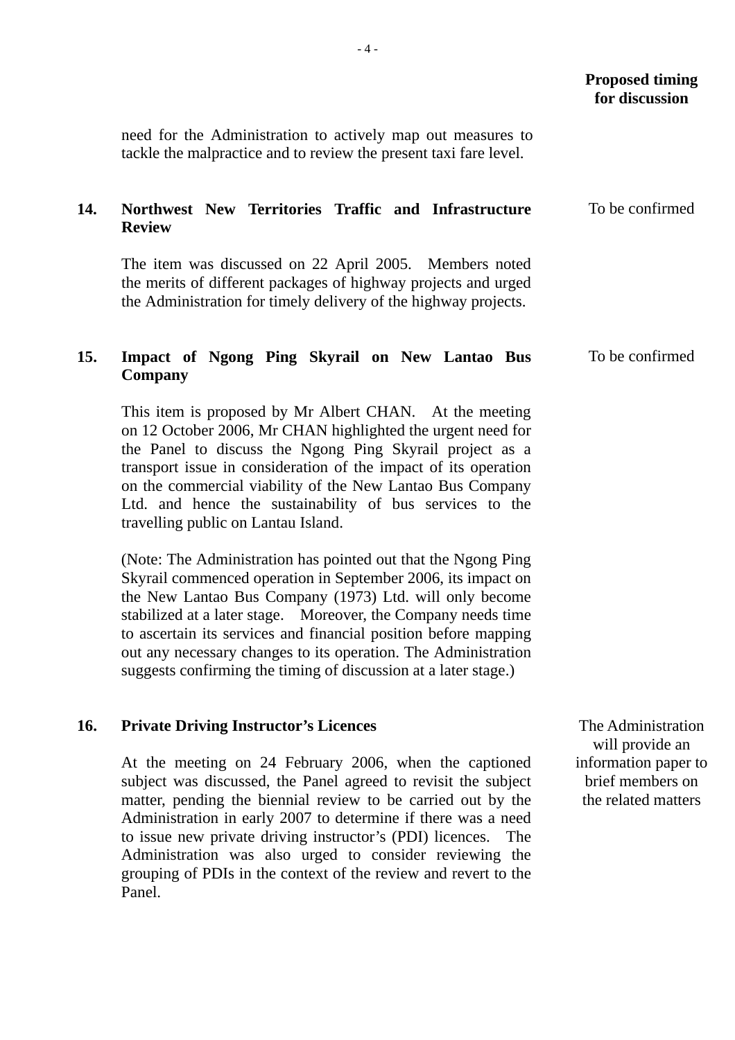**Proposed timing for discussion**

need for the Administration to actively map out measures to tackle the malpractice and to review the present taxi fare level.

**14. Northwest New Territories Traffic and Infrastructure Review** — To be confirmed

The item was discussed on 22 April 2005. Members noted the merits of different packages of highway projects and urged the Administration for timely delivery of the highway projects.

**15. Impact of Ngong Ping Skyrail on New Lantao Bus Company** — To be confirmed

This item is proposed by Mr Albert CHAN. At the meeting on 12 October 2006, Mr CHAN highlighted the urgent need for the Panel to discuss the Ngong Ping Skyrail project as a transport issue in consideration of the impact of its operation on the commercial viability of the New Lantao Bus Company Ltd. and hence the sustainability of bus services to the travelling public on Lantau Island.

(Note: The Administration has pointed out that the Ngong Ping Skyrail commenced operation in September 2006, its impact on the New Lantao Bus Company (1973) Ltd. will only become stabilized at a later stage. Moreover, the Company needs time to ascertain its services and financial position before mapping out any necessary changes to its operation. The Administration suggests confirming the timing of discussion at a later stage.)

**16. Private Driving Instructor's Licences** — The Administration will provide an information paper to brief members on the related matters

At the meeting on 24 February 2006, when the captioned subject was discussed, the Panel agreed to revisit the subject matter, pending the biennial review to be carried out by the Administration in early 2007 to determine if there was a need to issue new private driving instructor's (PDI) licences. The Administration was also urged to consider reviewing the grouping of PDIs in the context of the review and revert to the Panel.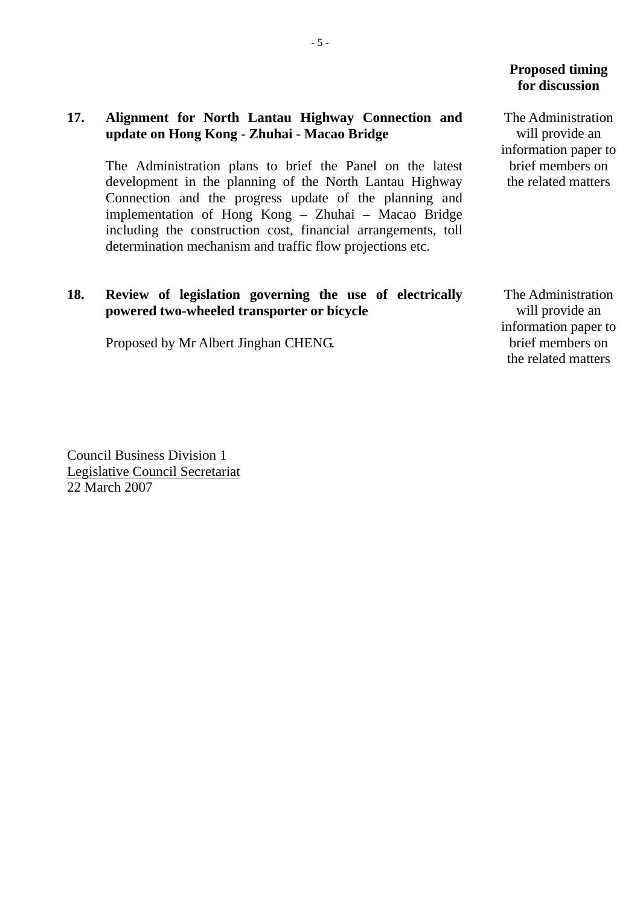**Proposed timing for discussion**

**17. Alignment for North Lantau Highway Connection and update on Hong Kong - Zhuhai - Macao Bridge**

The Administration plans to brief the Panel on the latest development in the planning of the North Lantau Highway Connection and the progress update of the planning and implementation of Hong Kong – Zhuhai – Macao Bridge including the construction cost, financial arrangements, toll determination mechanism and traffic flow projections etc.

*Proposed timing for discussion:* The Administration will provide an information paper to brief members on the related matters

**18. Review of legislation governing the use of electrically powered two-wheeled transporter or bicycle**

Proposed by Mr Albert Jinghan CHENG.

*Proposed timing for discussion:* The Administration will provide an information paper to brief members on the related matters

Council Business Division 1
Legislative Council Secretariat
22 March 2007